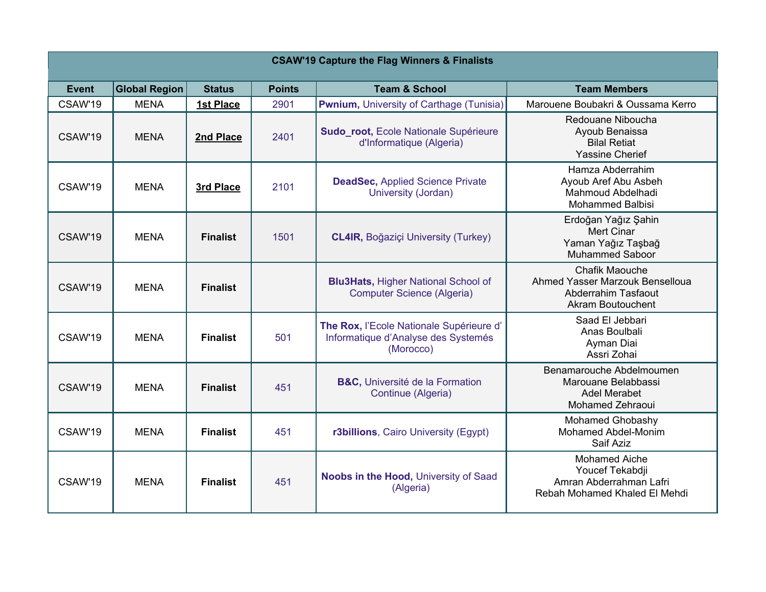| CSAW'19 Capture the Flag Winners & Finalists | | | | | |
|---|---|---|---|---|---|
| **Event** | **Global Region** | **Status** | **Points** | **Team & School** | **Team Members** |
| CSAW'19 | MENA | **1st Place** | 2901 | **Pwnium,** University of Carthage (Tunisia) | Marouene Boubakri & Oussama Kerro |
| CSAW'19 | MENA | **2nd Place** | 2401 | **Sudo_root,** Ecole Nationale Supérieure d'Informatique (Algeria) | Redouane Niboucha<br>Ayoub Benaissa<br>Bilal Retiat<br>Yassine Cherief |
| CSAW'19 | MENA | **3rd Place** | 2101 | **DeadSec,** Applied Science Private University (Jordan) | Hamza Abderrahim<br>Ayoub Aref Abu Asbeh<br>Mahmoud Abdelhadi<br>Mohammed Balbisi |
| CSAW'19 | MENA | **Finalist** | 1501 | **CL4IR,** Boğaziçi University (Turkey) | Erdoğan Yağız Şahin<br>Mert Cinar<br>Yaman Yağız Taşbağ<br>Muhammed Saboor |
| CSAW'19 | MENA | **Finalist** | | **Blu3Hats,** Higher National School of Computer Science (Algeria) | Chafik Maouche<br>Ahmed Yasser Marzouk Benselloua<br>Abderrahim Tasfaout<br>Akram Boutouchent |
| CSAW'19 | MENA | **Finalist** | 501 | **The Rox,** l'Ecole Nationale Supérieure d' Informatique d'Analyse des Systemés (Morocco) | Saad El Jebbari<br>Anas Boulbali<br>Ayman Diai<br>Assri Zohai |
| CSAW'19 | MENA | **Finalist** | 451 | **B&C,** Université de la Formation Continue (Algeria) | Benamarouche Abdelmoumen<br>Marouane Belabbassi<br>Adel Merabet<br>Mohamed Zehraoui |
| CSAW'19 | MENA | **Finalist** | 451 | **r3billions**, Cairo University (Egypt) | Mohamed Ghobashy<br>Mohamed Abdel-Monim<br>Saif Aziz |
| CSAW'19 | MENA | **Finalist** | 451 | **Noobs in the Hood,** University of Saad (Algeria) | Mohamed Aiche<br>Youcef Tekabdji<br>Amran Abderrahman Lafri<br>Rebah Mohamed Khaled El Mehdi |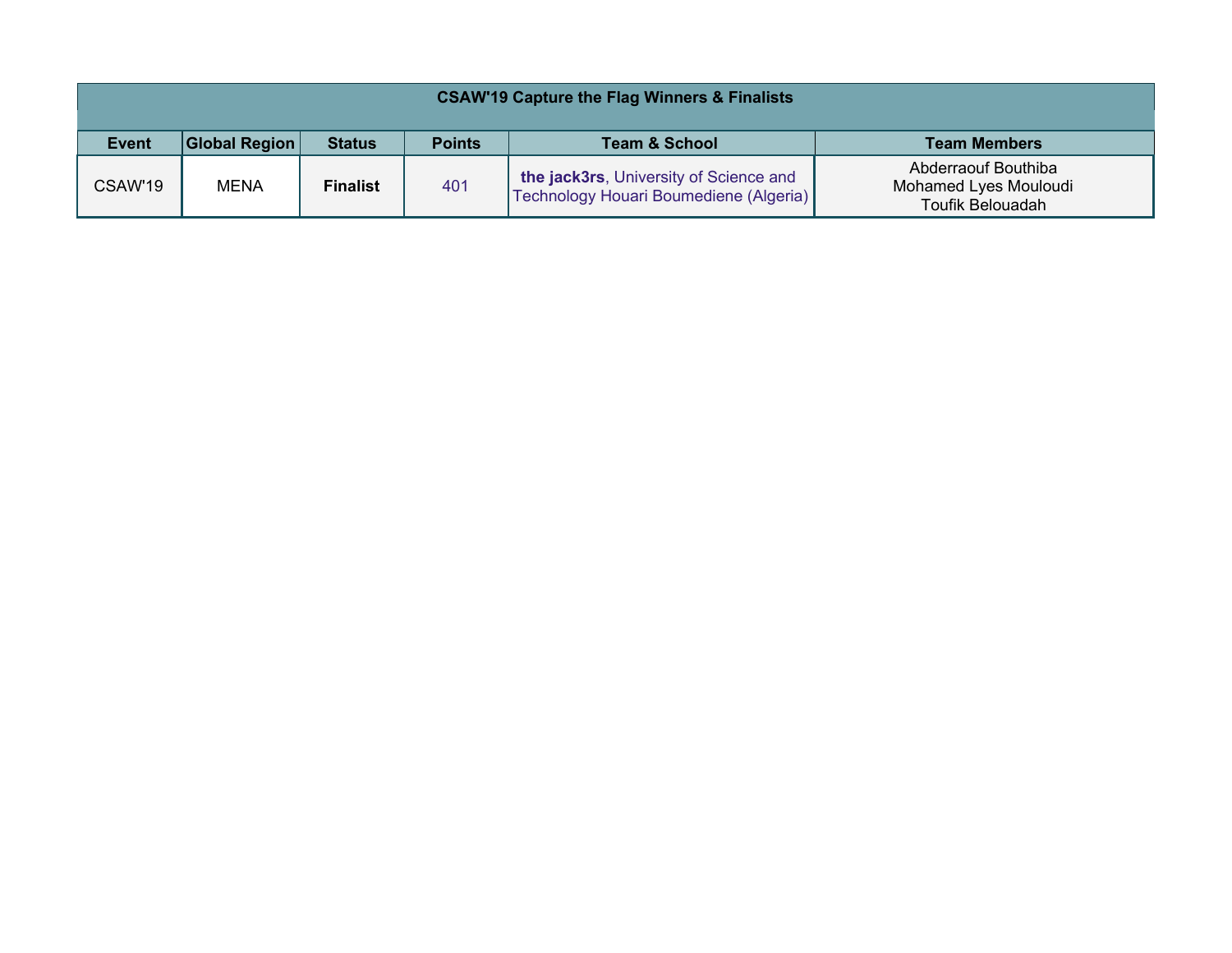| CSAW'19 Capture the Flag Winners & Finalists | | | | | |
|---|---|---|---|---|---|
| **Event** | **Global Region** | **Status** | **Points** | **Team & School** | **Team Members** |
| CSAW'19 | MENA | **Finalist** | 401 | **the jack3rs**, University of Science and Technology Houari Boumediene (Algeria) | Abderraouf Bouthiba<br>Mohamed Lyes Mouloudi<br>Toufik Belouadah |